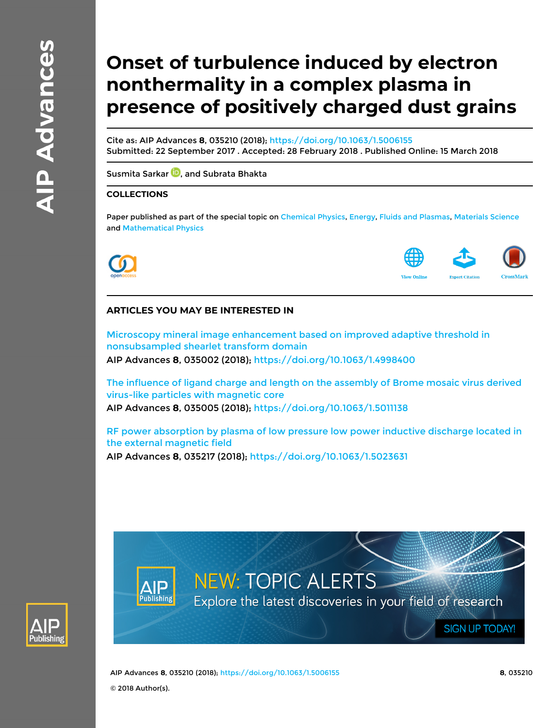# Onset of turbulence induced by electron nonthermality in a complex plasma in presence of positively charged dust grains

Cite as: AIP Advances **8**, 035210 (2018); https://doi.org/10.1063/1.5006155
Submitted: 22 September 2017 . Accepted: 28 February 2018 . Published Online: 15 March 2018

Susmita Sarkar, and Subrata Bhakta

## COLLECTIONS

Paper published as part of the special topic on Chemical Physics, Energy, Fluids and Plasmas, Materials Science and Mathematical Physics

## ARTICLES YOU MAY BE INTERESTED IN

Microscopy mineral image enhancement based on improved adaptive threshold in nonsubsampled shearlet transform domain
AIP Advances **8**, 035002 (2018); https://doi.org/10.1063/1.4998400

The influence of ligand charge and length on the assembly of Brome mosaic virus derived virus-like particles with magnetic core
AIP Advances **8**, 035005 (2018); https://doi.org/10.1063/1.5011138

RF power absorption by plasma of low pressure low power inductive discharge located in the external magnetic field
AIP Advances **8**, 035217 (2018); https://doi.org/10.1063/1.5023631

© 2018 Author(s).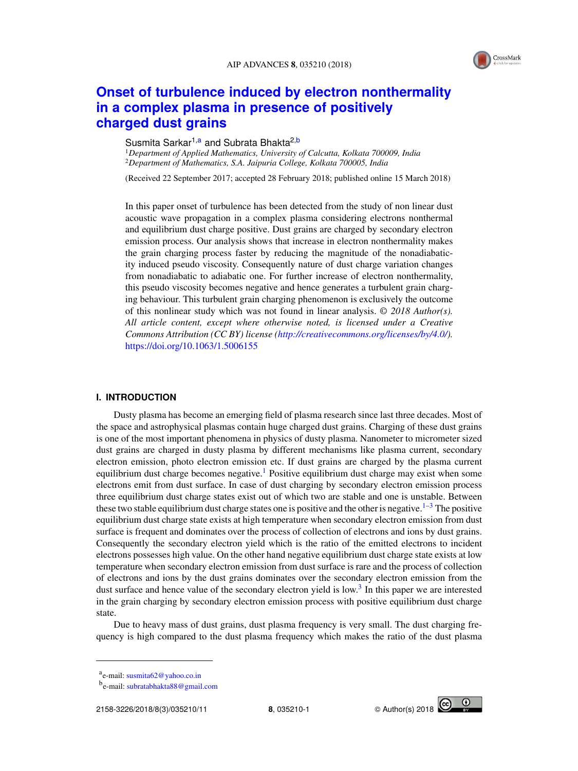# Onset of turbulence induced by electron nonthermality in a complex plasma in presence of positively charged dust grains

Susmita Sarkar[1,a] and Subrata Bhakta[2,b]

[1]*Department of Applied Mathematics, University of Calcutta, Kolkata 700009, India*
[2]*Department of Mathematics, S.A. Jaipuria College, Kolkata 700005, India*

(Received 22 September 2017; accepted 28 February 2018; published online 15 March 2018)

In this paper onset of turbulence has been detected from the study of non linear dust acoustic wave propagation in a complex plasma considering electrons nonthermal and equilibrium dust charge positive. Dust grains are charged by secondary electron emission process. Our analysis shows that increase in electron nonthermality makes the grain charging process faster by reducing the magnitude of the nonadiabaticity induced pseudo viscosity. Consequently nature of dust charge variation changes from nonadiabatic to adiabatic one. For further increase of electron nonthermality, this pseudo viscosity becomes negative and hence generates a turbulent grain charging behaviour. This turbulent grain charging phenomenon is exclusively the outcome of this nonlinear study which was not found in linear analysis. *© 2018 Author(s). All article content, except where otherwise noted, is licensed under a Creative Commons Attribution (CC BY) license (http://creativecommons.org/licenses/by/4.0/).* https://doi.org/10.1063/1.5006155

## I. INTRODUCTION

Dusty plasma has become an emerging field of plasma research since last three decades. Most of the space and astrophysical plasmas contain huge charged dust grains. Charging of these dust grains is one of the most important phenomena in physics of dusty plasma. Nanometer to micrometer sized dust grains are charged in dusty plasma by different mechanisms like plasma current, secondary electron emission, photo electron emission etc. If dust grains are charged by the plasma current equilibrium dust charge becomes negative.[1] Positive equilibrium dust charge may exist when some electrons emit from dust surface. In case of dust charging by secondary electron emission process three equilibrium dust charge states exist out of which two are stable and one is unstable. Between these two stable equilibrium dust charge states one is positive and the other is negative.[1–3] The positive equilibrium dust charge state exists at high temperature when secondary electron emission from dust surface is frequent and dominates over the process of collection of electrons and ions by dust grains. Consequently the secondary electron yield which is the ratio of the emitted electrons to incident electrons possesses high value. On the other hand negative equilibrium dust charge state exists at low temperature when secondary electron emission from dust surface is rare and the process of collection of electrons and ions by the dust grains dominates over the secondary electron emission from the dust surface and hence value of the secondary electron yield is low.[3] In this paper we are interested in the grain charging by secondary electron emission process with positive equilibrium dust charge state.

Due to heavy mass of dust grains, dust plasma frequency is very small. The dust charging frequency is high compared to the dust plasma frequency which makes the ratio of the dust plasma

[a]e-mail: susmita62@yahoo.co.in
[b]e-mail: subratabhakta88@gmail.com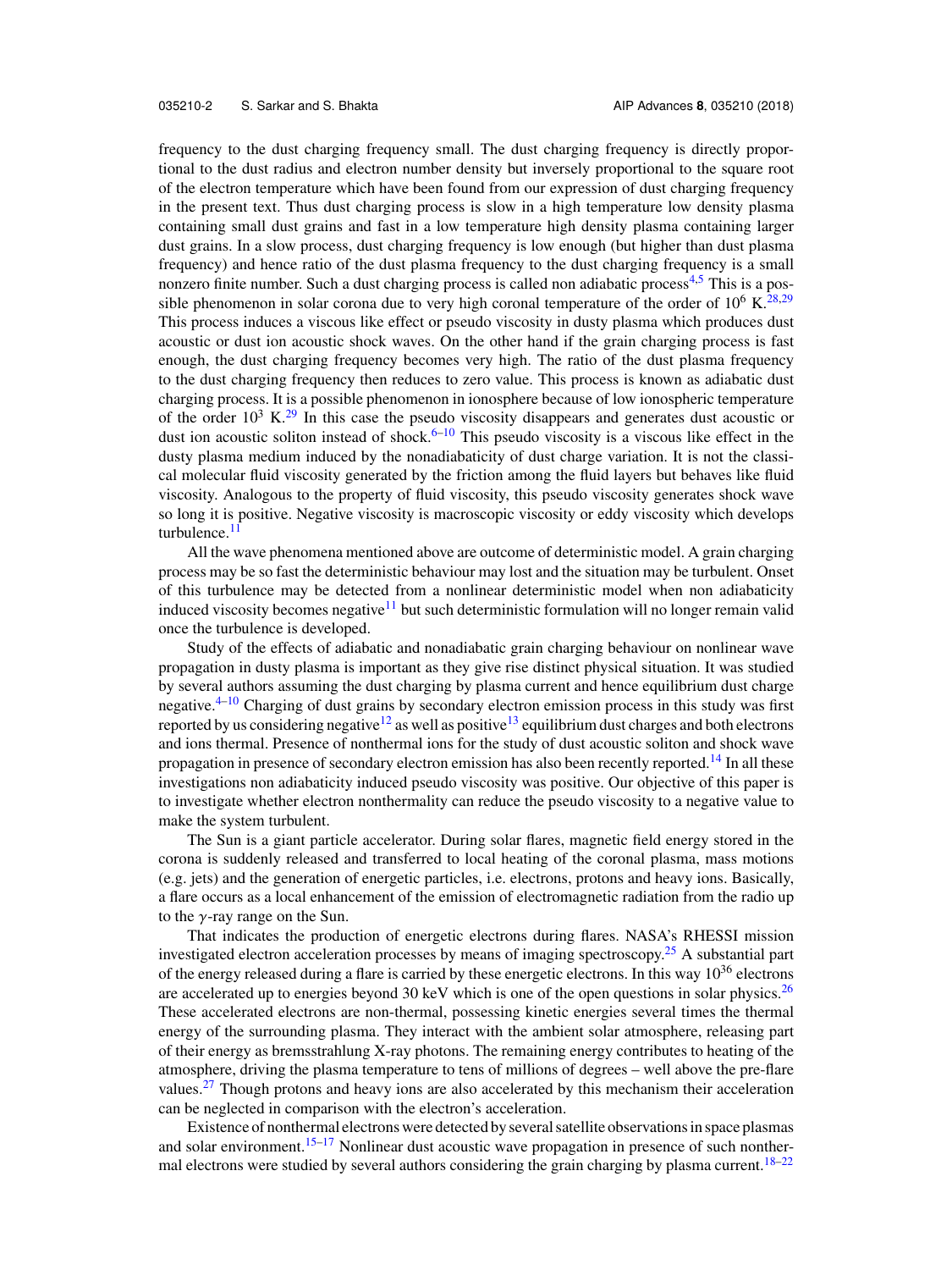frequency to the dust charging frequency small. The dust charging frequency is directly proportional to the dust radius and electron number density but inversely proportional to the square root of the electron temperature which have been found from our expression of dust charging frequency in the present text. Thus dust charging process is slow in a high temperature low density plasma containing small dust grains and fast in a low temperature high density plasma containing larger dust grains. In a slow process, dust charging frequency is low enough (but higher than dust plasma frequency) and hence ratio of the dust plasma frequency to the dust charging frequency is a small nonzero finite number. Such a dust charging process is called non adiabatic process[4,5] This is a possible phenomenon in solar corona due to very high coronal temperature of the order of $10^6$ K.[28,29] This process induces a viscous like effect or pseudo viscosity in dusty plasma which produces dust acoustic or dust ion acoustic shock waves. On the other hand if the grain charging process is fast enough, the dust charging frequency becomes very high. The ratio of the dust plasma frequency to the dust charging frequency then reduces to zero value. This process is known as adiabatic dust charging process. It is a possible phenomenon in ionosphere because of low ionospheric temperature of the order $10^3$ K.[29] In this case the pseudo viscosity disappears and generates dust acoustic or dust ion acoustic soliton instead of shock.[6–10] This pseudo viscosity is a viscous like effect in the dusty plasma medium induced by the nonadiabaticity of dust charge variation. It is not the classical molecular fluid viscosity generated by the friction among the fluid layers but behaves like fluid viscosity. Analogous to the property of fluid viscosity, this pseudo viscosity generates shock wave so long it is positive. Negative viscosity is macroscopic viscosity or eddy viscosity which develops turbulence.[11]

All the wave phenomena mentioned above are outcome of deterministic model. A grain charging process may be so fast the deterministic behaviour may lost and the situation may be turbulent. Onset of this turbulence may be detected from a nonlinear deterministic model when non adiabaticity induced viscosity becomes negative[11] but such deterministic formulation will no longer remain valid once the turbulence is developed.

Study of the effects of adiabatic and nonadiabatic grain charging behaviour on nonlinear wave propagation in dusty plasma is important as they give rise distinct physical situation. It was studied by several authors assuming the dust charging by plasma current and hence equilibrium dust charge negative.[4–10] Charging of dust grains by secondary electron emission process in this study was first reported by us considering negative[12] as well as positive[13] equilibrium dust charges and both electrons and ions thermal. Presence of nonthermal ions for the study of dust acoustic soliton and shock wave propagation in presence of secondary electron emission has also been recently reported.[14] In all these investigations non adiabaticity induced pseudo viscosity was positive. Our objective of this paper is to investigate whether electron nonthermality can reduce the pseudo viscosity to a negative value to make the system turbulent.

The Sun is a giant particle accelerator. During solar flares, magnetic field energy stored in the corona is suddenly released and transferred to local heating of the coronal plasma, mass motions (e.g. jets) and the generation of energetic particles, i.e. electrons, protons and heavy ions. Basically, a flare occurs as a local enhancement of the emission of electromagnetic radiation from the radio up to the $\gamma$-ray range on the Sun.

That indicates the production of energetic electrons during flares. NASA's RHESSI mission investigated electron acceleration processes by means of imaging spectroscopy.[25] A substantial part of the energy released during a flare is carried by these energetic electrons. In this way $10^{36}$ electrons are accelerated up to energies beyond 30 keV which is one of the open questions in solar physics.[26] These accelerated electrons are non-thermal, possessing kinetic energies several times the thermal energy of the surrounding plasma. They interact with the ambient solar atmosphere, releasing part of their energy as bremsstrahlung X-ray photons. The remaining energy contributes to heating of the atmosphere, driving the plasma temperature to tens of millions of degrees – well above the pre-flare values.[27] Though protons and heavy ions are also accelerated by this mechanism their acceleration can be neglected in comparison with the electron's acceleration.

Existence of nonthermal electrons were detected by several satellite observations in space plasmas and solar environment.[15–17] Nonlinear dust acoustic wave propagation in presence of such nonthermal electrons were studied by several authors considering the grain charging by plasma current.[18–22]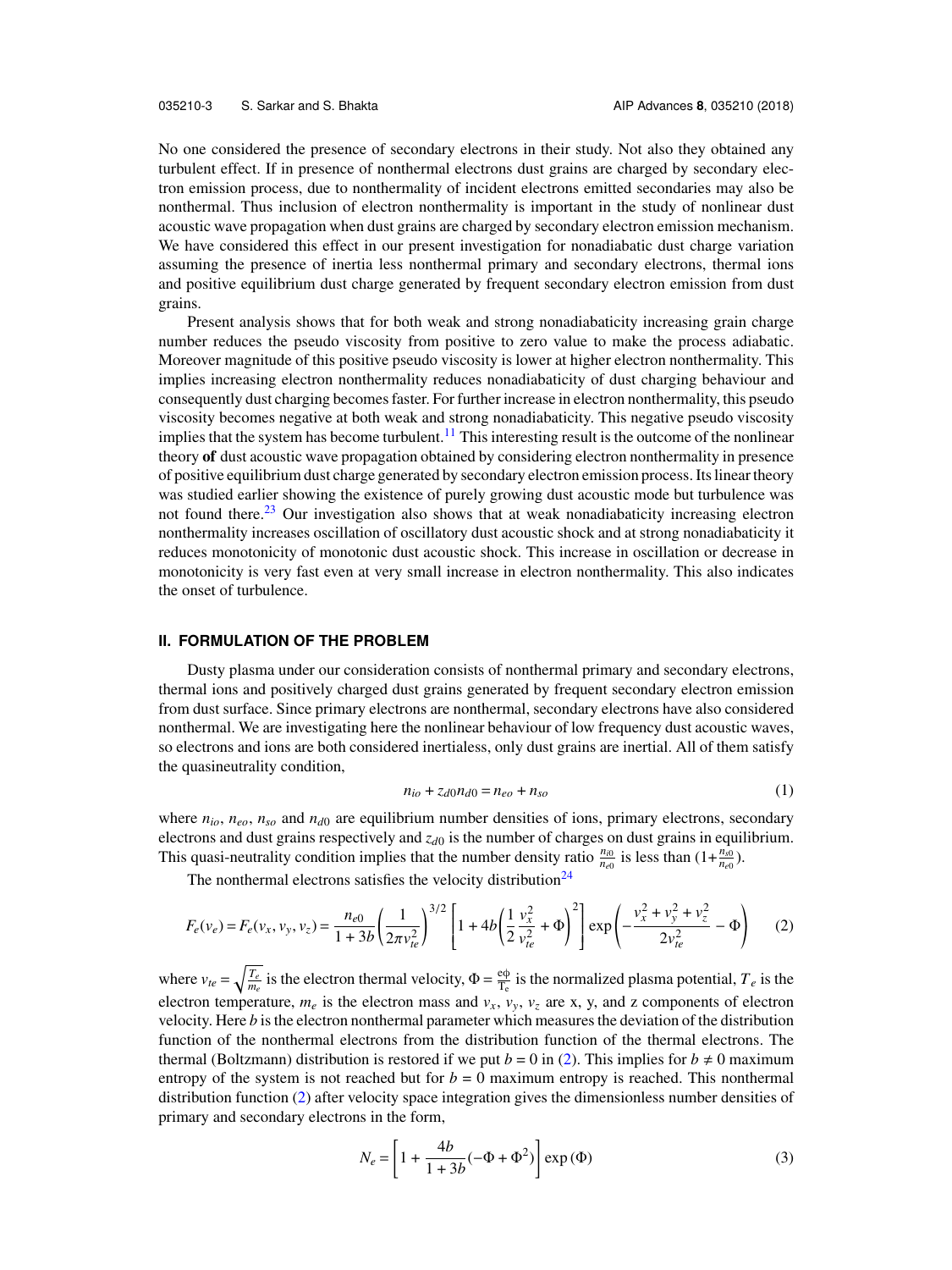No one considered the presence of secondary electrons in their study. Not also they obtained any turbulent effect. If in presence of nonthermal electrons dust grains are charged by secondary electron emission process, due to nonthermality of incident electrons emitted secondaries may also be nonthermal. Thus inclusion of electron nonthermality is important in the study of nonlinear dust acoustic wave propagation when dust grains are charged by secondary electron emission mechanism. We have considered this effect in our present investigation for nonadiabatic dust charge variation assuming the presence of inertia less nonthermal primary and secondary electrons, thermal ions and positive equilibrium dust charge generated by frequent secondary electron emission from dust grains.

Present analysis shows that for both weak and strong nonadiabaticity increasing grain charge number reduces the pseudo viscosity from positive to zero value to make the process adiabatic. Moreover magnitude of this positive pseudo viscosity is lower at higher electron nonthermality. This implies increasing electron nonthermality reduces nonadiabaticity of dust charging behaviour and consequently dust charging becomes faster. For further increase in electron nonthermality, this pseudo viscosity becomes negative at both weak and strong nonadiabaticity. This negative pseudo viscosity implies that the system has become turbulent.[11] This interesting result is the outcome of the nonlinear theory **of** dust acoustic wave propagation obtained by considering electron nonthermality in presence of positive equilibrium dust charge generated by secondary electron emission process. Its linear theory was studied earlier showing the existence of purely growing dust acoustic mode but turbulence was not found there.[23] Our investigation also shows that at weak nonadiabaticity increasing electron nonthermality increases oscillation of oscillatory dust acoustic shock and at strong nonadiabaticity it reduces monotonicity of monotonic dust acoustic shock. This increase in oscillation or decrease in monotonicity is very fast even at very small increase in electron nonthermality. This also indicates the onset of turbulence.

## II. FORMULATION OF THE PROBLEM

Dusty plasma under our consideration consists of nonthermal primary and secondary electrons, thermal ions and positively charged dust grains generated by frequent secondary electron emission from dust surface. Since primary electrons are nonthermal, secondary electrons have also considered nonthermal. We are investigating here the nonlinear behaviour of low frequency dust acoustic waves, so electrons and ions are both considered inertialess, only dust grains are inertial. All of them satisfy the quasineutrality condition,

$$n_{io} + z_{d0} n_{d0} = n_{eo} + n_{so} \tag{1}$$

where $n_{io}$, $n_{eo}$, $n_{so}$ and $n_{d0}$ are equilibrium number densities of ions, primary electrons, secondary electrons and dust grains respectively and $z_{d0}$ is the number of charges on dust grains in equilibrium. This quasi-neutrality condition implies that the number density ratio $\frac{n_{i0}}{n_{e0}}$ is less than $(1+\frac{n_{s0}}{n_{e0}})$.

The nonthermal electrons satisfies the velocity distribution[24]

$$F_e(v_e) = F_e(v_x, v_y, v_z) = \frac{n_{e0}}{1+3b}\left(\frac{1}{2\pi v_{te}^2}\right)^{3/2}\left[1 + 4b\left(\frac{1}{2}\frac{v_x^2}{v_{te}^2} + \Phi\right)^2\right]\exp\left(-\frac{v_x^2+v_y^2+v_z^2}{2v_{te}^2} - \Phi\right) \tag{2}$$

where $v_{te} = \sqrt{\frac{T_e}{m_e}}$ is the electron thermal velocity, $\Phi = \frac{e\phi}{T_e}$ is the normalized plasma potential, $T_e$ is the electron temperature, $m_e$ is the electron mass and $v_x$, $v_y$, $v_z$ are x, y, and z components of electron velocity. Here $b$ is the electron nonthermal parameter which measures the deviation of the distribution function of the nonthermal electrons from the distribution function of the thermal electrons. The thermal (Boltzmann) distribution is restored if we put $b = 0$ in (2). This implies for $b \neq 0$ maximum entropy of the system is not reached but for $b = 0$ maximum entropy is reached. This nonthermal distribution function (2) after velocity space integration gives the dimensionless number densities of primary and secondary electrons in the form,

$$N_e = \left[1 + \frac{4b}{1+3b}(-\Phi + \Phi^2)\right]\exp(\Phi) \tag{3}$$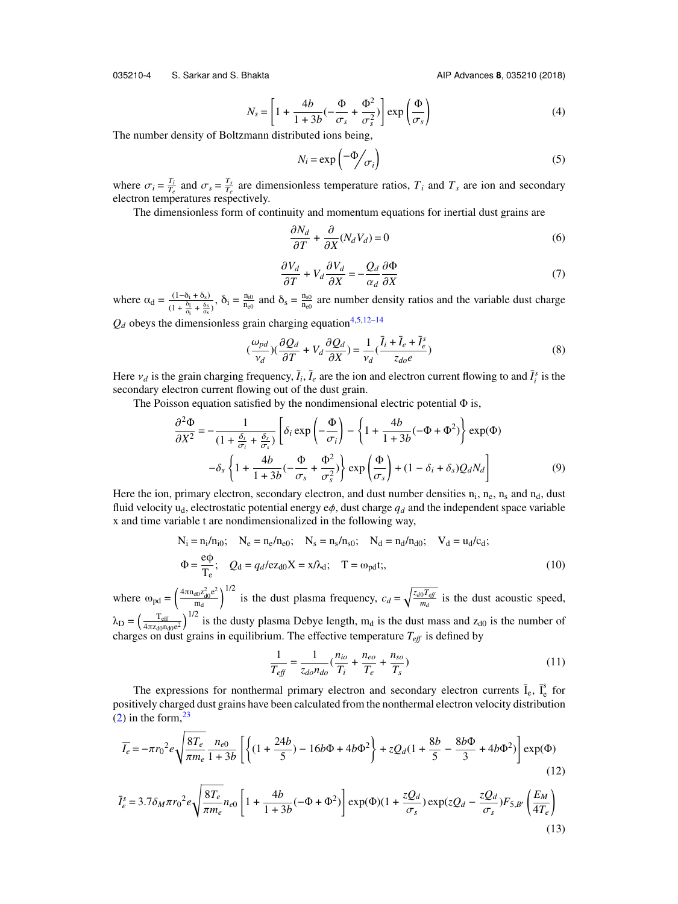$$N_s = \left[1 + \frac{4b}{1+3b}(-\frac{\Phi}{\sigma_s} + \frac{\Phi^2}{\sigma_s^2})\right] \exp\left(\frac{\Phi}{\sigma_s}\right) \tag{4}$$

The number density of Boltzmann distributed ions being,

$$N_i = \exp\left(-\Phi\Big/\sigma_i\right) \tag{5}$$

where $\sigma_i = \frac{T_i}{T_e}$ and $\sigma_s = \frac{T_s}{T_e}$ are dimensionless temperature ratios, $T_i$ and $T_s$ are ion and secondary electron temperatures respectively.

The dimensionless form of continuity and momentum equations for inertial dust grains are

$$\frac{\partial N_d}{\partial T} + \frac{\partial}{\partial X}(N_d V_d) = 0 \tag{6}$$

$$\frac{\partial V_d}{\partial T} + V_d \frac{\partial V_d}{\partial X} = -\frac{Q_d}{\alpha_d}\frac{\partial \Phi}{\partial X} \tag{7}$$

where $\alpha_d = \frac{(1-\delta_i+\delta_s)}{(1+\frac{\delta_i}{\sigma_i}+\frac{\delta_s}{\sigma_s})}$, $\delta_i = \frac{n_{i0}}{n_{e0}}$ and $\delta_s = \frac{n_{s0}}{n_{e0}}$ are number density ratios and the variable dust charge $Q_d$ obeys the dimensionless grain charging equation[4,5,12–14]

$$(\frac{\omega_{pd}}{\nu_d})(\frac{\partial Q_d}{\partial T} + V_d \frac{\partial Q_d}{\partial X}) = \frac{1}{\nu_d}(\frac{\bar{I}_i + \bar{I}_e + \bar{I}_e^s}{z_{do} e}) \tag{8}$$

Here $\nu_d$ is the grain charging frequency, $\bar{I}_i, \bar{I}_e$ are the ion and electron current flowing to and $\bar{I}_i^s$ is the secondary electron current flowing out of the dust grain.

The Poisson equation satisfied by the nondimensional electric potential $\Phi$ is,

$$\frac{\partial^2 \Phi}{\partial X^2} = -\frac{1}{(1+\frac{\delta_i}{\sigma_i}+\frac{\delta_s}{\sigma_s})}\left[\delta_i \exp\left(-\frac{\Phi}{\sigma_i}\right) - \left\{1 + \frac{4b}{1+3b}(-\Phi+\Phi^2)\right\}\exp(\Phi)\right.$$
$$\left. -\delta_s\left\{1 + \frac{4b}{1+3b}(-\frac{\Phi}{\sigma_s} + \frac{\Phi^2}{\sigma_s^2})\right\}\exp\left(\frac{\Phi}{\sigma_s}\right) + (1-\delta_i+\delta_s)Q_d N_d\right] \tag{9}$$

Here the ion, primary electron, secondary electron, and dust number densities $n_i$, $n_e$, $n_s$ and $n_d$, dust fluid velocity $u_d$, electrostatic potential energy $e\phi$, dust charge $q_d$ and the independent space variable x and time variable t are nondimensionalized in the following way,

$$N_i = n_i/n_{i0};\quad N_e = n_e/n_{e0};\quad N_s = n_s/n_{s0};\quad N_d = n_d/n_{d0};\quad V_d = u_d/c_d;$$
$$\Phi = \frac{e\phi}{T_e};\quad Q_d = q_d/ez_{d0} X = x/\lambda_d;\quad T = \omega_{pd} t;, \tag{10}$$

where $\omega_{pd} = \left(\frac{4\pi n_{d0} z_{d0}^2 e^2}{m_d}\right)^{1/2}$ is the dust plasma frequency, $c_d = \sqrt{\frac{z_{d0} T_{eff}}{m_d}}$ is the dust acoustic speed, $\lambda_D = \left(\frac{T_{eff}}{4\pi z_{d0} n_{d0} e^2}\right)^{1/2}$ is the dusty plasma Debye length, $m_d$ is the dust mass and $z_{d0}$ is the number of charges on dust grains in equilibrium. The effective temperature $T_{eff}$ is defined by

$$\frac{1}{T_{eff}} = \frac{1}{z_{do} n_{do}}(\frac{n_{io}}{T_i} + \frac{n_{eo}}{T_e} + \frac{n_{so}}{T_s}) \tag{11}$$

The expressions for nonthermal primary electron and secondary electron currents $\bar{I}_e$, $\bar{I}_e^s$ for positively charged dust grains have been calculated from the nonthermal electron velocity distribution (2) in the form,[23]

$$\overline{I_e} = -\pi {r_0}^2 e\sqrt{\frac{8T_e}{\pi m_e}}\frac{n_{e0}}{1+3b}\left[\left\{(1+\frac{24b}{5}) - 16b\Phi + 4b\Phi^2\right\} + zQ_d(1 + \frac{8b}{5} - \frac{8b\Phi}{3} + 4b\Phi^2)\right]\exp(\Phi) \tag{12}$$

$$\bar{I}_e^s = 3.7\delta_M \pi {r_0}^2 e\sqrt{\frac{8T_e}{\pi m_e}} n_{e0}\left[1 + \frac{4b}{1+3b}(-\Phi+\Phi^2)\right]\exp(\Phi)(1+\frac{zQ_d}{\sigma_s})\exp(zQ_d - \frac{zQ_d}{\sigma_s})F_{5,B'}\left(\frac{E_M}{4T_e}\right) \tag{13}$$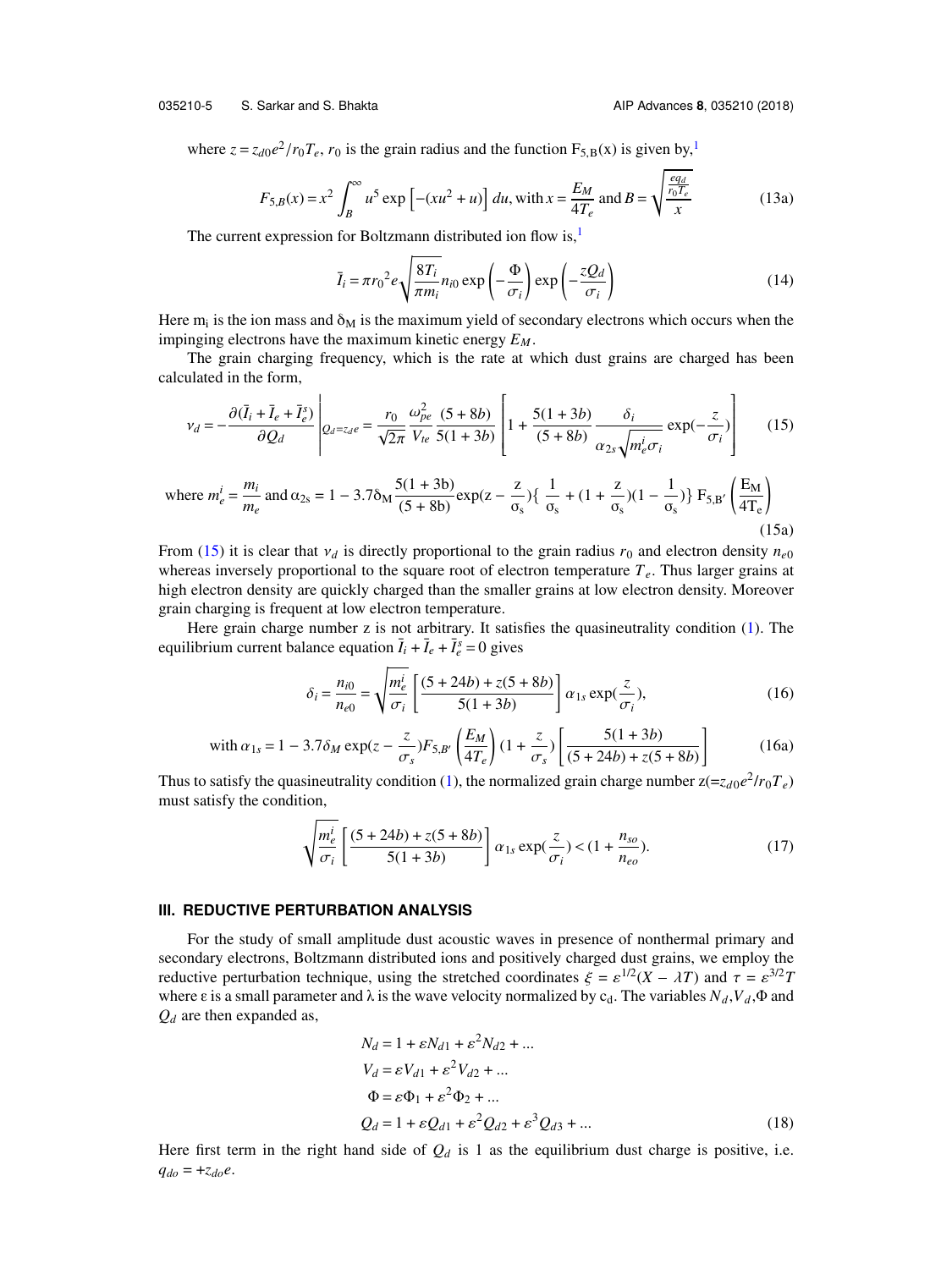where $z = z_{d0}e^2/r_0T_e$, $r_0$ is the grain radius and the function $F_{5,B}(x)$ is given by,[1]

$$F_{5,B}(x) = x^2 \int_B^\infty u^5 \exp\left[-(xu^2 + u)\right] du, \text{with } x = \frac{E_M}{4T_e} \text{ and } B = \sqrt{\frac{\frac{eq_d}{r_0T_e}}{x}} \tag{13a}$$

The current expression for Boltzmann distributed ion flow is,[1]

$$\bar{I}_i = \pi r_0{}^2 e\sqrt{\frac{8T_i}{\pi m_i}} n_{i0} \exp\left(-\frac{\Phi}{\sigma_i}\right) \exp\left(-\frac{zQ_d}{\sigma_i}\right) \tag{14}$$

Here $m_i$ is the ion mass and $\delta_M$ is the maximum yield of secondary electrons which occurs when the impinging electrons have the maximum kinetic energy $E_M$.

The grain charging frequency, which is the rate at which dust grains are charged has been calculated in the form,

$$\nu_d = -\frac{\partial(\bar{I}_i + \bar{I}_e + \bar{I}_e^s)}{\partial Q_d}\Bigg|_{Q_d = z_d e} = \frac{r_0}{\sqrt{2\pi}} \frac{\omega_{pe}^2}{V_{te}} \frac{(5+8b)}{5(1+3b)} \left[1 + \frac{5(1+3b)}{(5+8b)} \frac{\delta_i}{\alpha_{2s}\sqrt{m_e^i \sigma_i}} \exp(-\frac{z}{\sigma_i})\right] \tag{15}$$

$$\text{where } m_e^i = \frac{m_i}{m_e} \text{ and } \alpha_{2s} = 1 - 3.7\delta_M \frac{5(1+3b)}{(5+8b)} \exp(z - \frac{z}{\sigma_s})\left\{\frac{1}{\sigma_s} + (1 + \frac{z}{\sigma_s})(1 - \frac{1}{\sigma_s})\right\} F_{5,B'}\left(\frac{E_M}{4T_e}\right) \tag{15a}$$

From (15) it is clear that $\nu_d$ is directly proportional to the grain radius $r_0$ and electron density $n_{e0}$ whereas inversely proportional to the square root of electron temperature $T_e$. Thus larger grains at high electron density are quickly charged than the smaller grains at low electron density. Moreover grain charging is frequent at low electron temperature.

Here grain charge number z is not arbitrary. It satisfies the quasineutrality condition (1). The equilibrium current balance equation $\bar{I}_i + \bar{I}_e + \bar{I}_e^s = 0$ gives

$$\delta_i = \frac{n_{i0}}{n_{e0}} = \sqrt{\frac{m_e^i}{\sigma_i}} \left[\frac{(5+24b) + z(5+8b)}{5(1+3b)}\right] \alpha_{1s} \exp(\frac{z}{\sigma_i}), \tag{16}$$

$$\text{with } \alpha_{1s} = 1 - 3.7\delta_M \exp(z - \frac{z}{\sigma_s}) F_{5,B'}\left(\frac{E_M}{4T_e}\right)(1 + \frac{z}{\sigma_s})\left[\frac{5(1+3b)}{(5+24b) + z(5+8b)}\right] \tag{16a}$$

Thus to satisfy the quasineutrality condition (1), the normalized grain charge number z($=z_{d0}e^2/r_0T_e$) must satisfy the condition,

$$\sqrt{\frac{m_e^i}{\sigma_i}} \left[\frac{(5+24b) + z(5+8b)}{5(1+3b)}\right] \alpha_{1s} \exp(\frac{z}{\sigma_i}) < (1 + \frac{n_{so}}{n_{eo}}). \tag{17}$$

## III. REDUCTIVE PERTURBATION ANALYSIS

For the study of small amplitude dust acoustic waves in presence of nonthermal primary and secondary electrons, Boltzmann distributed ions and positively charged dust grains, we employ the reductive perturbation technique, using the stretched coordinates $\xi = \varepsilon^{1/2}(X - \lambda T)$ and $\tau = \varepsilon^{3/2}T$ where ε is a small parameter and λ is the wave velocity normalized by $c_d$. The variables $N_d$,$V_d$,Φ and $Q_d$ are then expanded as,

$$\begin{aligned}
N_d &= 1 + \varepsilon N_{d1} + \varepsilon^2 N_{d2} + ...\\
V_d &= \varepsilon V_{d1} + \varepsilon^2 V_{d2} + ...\\
\Phi &= \varepsilon \Phi_1 + \varepsilon^2 \Phi_2 + ...\\
Q_d &= 1 + \varepsilon Q_{d1} + \varepsilon^2 Q_{d2} + \varepsilon^3 Q_{d3} + ...
\end{aligned} \tag{18}$$

Here first term in the right hand side of $Q_d$ is 1 as the equilibrium dust charge is positive, i.e. $q_{do} = +z_{do}e$.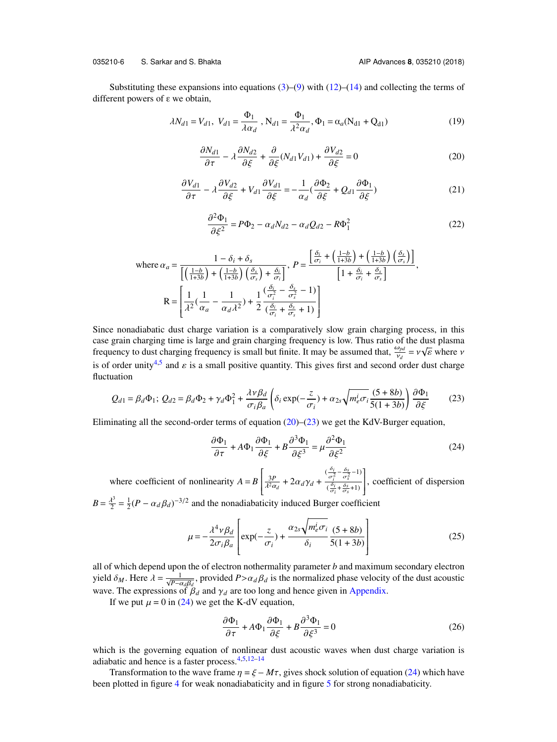Substituting these expansions into equations (3)–(9) with (12)–(14) and collecting the terms of different powers of ε we obtain,

$$\lambda N_{d1} = V_{d1},\ V_{d1} = \frac{\Phi_1}{\lambda \alpha_d},\ N_{d1} = \frac{\Phi_1}{\lambda^2 \alpha_d}, \Phi_1 = \alpha_a(N_{d1} + Q_{d1}) \tag{19}$$

$$\frac{\partial N_{d1}}{\partial \tau} - \lambda \frac{\partial N_{d2}}{\partial \xi} + \frac{\partial}{\partial \xi}(N_{d1}V_{d1}) + \frac{\partial V_{d2}}{\partial \xi} = 0 \tag{20}$$

$$\frac{\partial V_{d1}}{\partial \tau} - \lambda \frac{\partial V_{d2}}{\partial \xi} + V_{d1}\frac{\partial V_{d1}}{\partial \xi} = -\frac{1}{\alpha_d}\left(\frac{\partial \Phi_2}{\partial \xi} + Q_{d1}\frac{\partial \Phi_1}{\partial \xi}\right) \tag{21}$$

$$\frac{\partial^2 \Phi_1}{\partial \xi^2} = P\Phi_2 - \alpha_d N_{d2} - \alpha_d Q_{d2} - R\Phi_1^2 \tag{22}$$

where $\alpha_a = \dfrac{1 - \delta_i + \delta_s}{\left[\left(\frac{1-b}{1+3b}\right) + \left(\frac{1-b}{1+3b}\right)\left(\frac{\delta_s}{\sigma_s}\right) + \frac{\delta_i}{\sigma_i}\right]}$, $P = \dfrac{\left[\frac{\delta_i}{\sigma_i} + \left(\frac{1-b}{1+3b}\right) + \left(\frac{1-b}{1+3b}\right)\left(\frac{\delta_s}{\sigma_s}\right)\right]}{\left[1 + \frac{\delta_i}{\sigma_i} + \frac{\delta_s}{\sigma_s}\right]}$,

$$R = \left[\frac{1}{\lambda^2}\left(\frac{1}{\alpha_a} - \frac{1}{\alpha_d \lambda^2}\right) + \frac{1}{2}\frac{\left(\frac{\delta_i}{\sigma_i^2} - \frac{\delta_s}{\sigma_s^2} - 1\right)}{\left(\frac{\delta_i}{\sigma_i} + \frac{\delta_s}{\sigma_s} + 1\right)}\right]$$

Since nonadiabatic dust charge variation is a comparatively slow grain charging process, in this case grain charging time is large and grain charging frequency is low. Thus ratio of the dust plasma frequency to dust charging frequency is small but finite. It may be assumed that, $\frac{\omega_{pd}}{\nu_d} = \nu\sqrt{\varepsilon}$ where $\nu$ is of order unity[4,5] and $\varepsilon$ is a small positive quantity. This gives first and second order dust charge fluctuation

$$Q_{d1} = \beta_d \Phi_1;\ Q_{d2} = \beta_d \Phi_2 + \gamma_d \Phi_1^2 + \frac{\lambda \nu \beta_d}{\sigma_i \beta_a}\left(\delta_i \exp\left(-\frac{z}{\sigma_i}\right) + \alpha_{2s}\sqrt{m_e^i \sigma_i}\frac{(5+8b)}{5(1+3b)}\right)\frac{\partial \Phi_1}{\partial \xi} \tag{23}$$

Eliminating all the second-order terms of equation (20)–(23) we get the KdV-Burger equation,

$$\frac{\partial \Phi_1}{\partial \tau} + A\Phi_1 \frac{\partial \Phi_1}{\partial \xi} + B\frac{\partial^3 \Phi_1}{\partial \xi^3} = \mu \frac{\partial^2 \Phi_1}{\partial \xi^2} \tag{24}$$

where coefficient of nonlinearity $A = B\left[\frac{3P}{\lambda^2 \alpha_d} + 2\alpha_d \gamma_d + \frac{\left(\frac{\delta_i}{\sigma_i^2} - \frac{\delta_s}{\sigma_s^2} - 1\right)}{\left(\frac{\delta_i}{\sigma_i} + \frac{\delta_s}{\sigma_s} + 1\right)}\right]$, coefficient of dispersion $B = \frac{\lambda^3}{2} = \frac{1}{2}(P - \alpha_d \beta_d)^{-3/2}$ and the nonadiabaticity induced Burger coefficient

$$\mu = -\frac{\lambda^4 \nu \beta_d}{2\sigma_i \beta_a}\left[\exp\left(-\frac{z}{\sigma_i}\right) + \frac{\alpha_{2s}\sqrt{m_e^i \sigma_i}}{\delta_i}\frac{(5+8b)}{5(1+3b)}\right] \tag{25}$$

all of which depend upon the of electron nothermality parameter $b$ and maximum secondary electron yield $\delta_M$. Here $\lambda = \frac{1}{\sqrt{P - \alpha_d \beta_d}}$, provided $P > \alpha_d \beta_d$ is the normalized phase velocity of the dust acoustic wave. The expressions of $\beta_d$ and $\gamma_d$ are too long and hence given in Appendix.

If we put $\mu = 0$ in (24) we get the K-dV equation,

$$\frac{\partial \Phi_1}{\partial \tau} + A\Phi_1 \frac{\partial \Phi_1}{\partial \xi} + B\frac{\partial^3 \Phi_1}{\partial \xi^3} = 0 \tag{26}$$

which is the governing equation of nonlinear dust acoustic waves when dust charge variation is adiabatic and hence is a faster process.[4,5,12–14]

Transformation to the wave frame $\eta = \xi - M\tau$, gives shock solution of equation (24) which have been plotted in figure 4 for weak nonadiabaticity and in figure 5 for strong nonadiabaticity.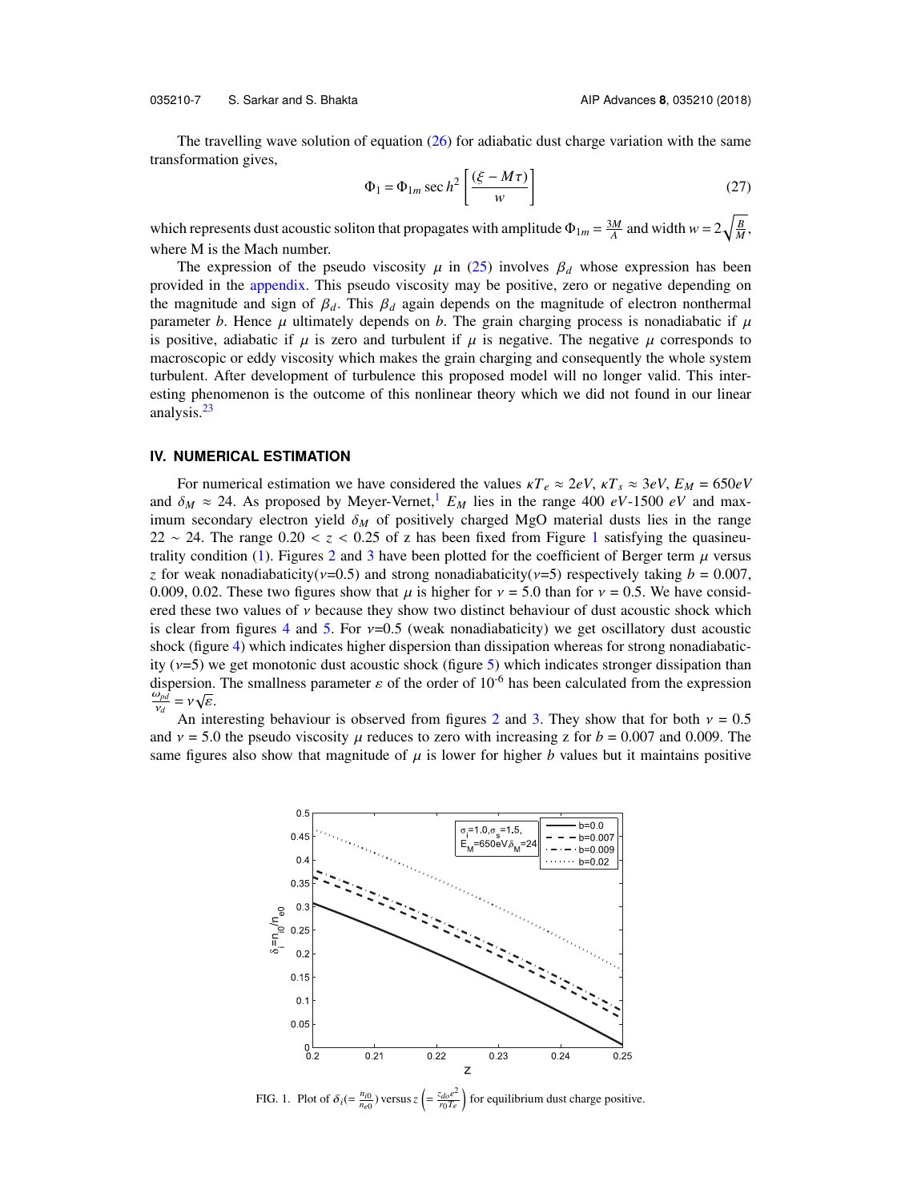The travelling wave solution of equation (26) for adiabatic dust charge variation with the same transformation gives,

$$\Phi_1 = \Phi_{1m} \sec h^2 \left[ \frac{(\xi - M\tau)}{w} \right] \tag{27}$$

which represents dust acoustic soliton that propagates with amplitude $\Phi_{1m} = \frac{3M}{A}$ and width $w = 2\sqrt{\frac{B}{M}}$, where M is the Mach number.

The expression of the pseudo viscosity $\mu$ in (25) involves $\beta_d$ whose expression has been provided in the appendix. This pseudo viscosity may be positive, zero or negative depending on the magnitude and sign of $\beta_d$. This $\beta_d$ again depends on the magnitude of electron nonthermal parameter $b$. Hence $\mu$ ultimately depends on $b$. The grain charging process is nonadiabatic if $\mu$ is positive, adiabatic if $\mu$ is zero and turbulent if $\mu$ is negative. The negative $\mu$ corresponds to macroscopic or eddy viscosity which makes the grain charging and consequently the whole system turbulent. After development of turbulence this proposed model will no longer valid. This interesting phenomenon is the outcome of this nonlinear theory which we did not found in our linear analysis.[23]

## IV. NUMERICAL ESTIMATION

For numerical estimation we have considered the values $\kappa T_e \approx 2eV$, $\kappa T_s \approx 3eV$, $E_M = 650eV$ and $\delta_M \approx 24$. As proposed by Meyer-Vernet,[1] $E_M$ lies in the range 400 $eV$-1500 $eV$ and maximum secondary electron yield $\delta_M$ of positively charged MgO material dusts lies in the range 22 ~ 24. The range $0.20 < z < 0.25$ of z has been fixed from Figure 1 satisfying the quasineutrality condition (1). Figures 2 and 3 have been plotted for the coefficient of Berger term $\mu$ versus $z$ for weak nonadiabaticity($\nu$=0.5) and strong nonadiabaticity($\nu$=5) respectively taking $b = 0.007$, 0.009, 0.02. These two figures show that $\mu$ is higher for $\nu = 5.0$ than for $\nu = 0.5$. We have considered these two values of $\nu$ because they show two distinct behaviour of dust acoustic shock which is clear from figures 4 and 5. For $\nu$=0.5 (weak nonadiabaticity) we get oscillatory dust acoustic shock (figure 4) which indicates higher dispersion than dissipation whereas for strong nonadiabaticity ($\nu$=5) we get monotonic dust acoustic shock (figure 5) which indicates stronger dissipation than dispersion. The smallness parameter $\varepsilon$ of the order of $10^{-6}$ has been calculated from the expression $\frac{\omega_{pd}}{\nu_d} = \nu\sqrt{\varepsilon}$.

An interesting behaviour is observed from figures 2 and 3. They show that for both $\nu = 0.5$ and $\nu = 5.0$ the pseudo viscosity $\mu$ reduces to zero with increasing z for $b = 0.007$ and 0.009. The same figures also show that magnitude of $\mu$ is lower for higher $b$ values but it maintains positive

FIG. 1. Plot of $\delta_i (= \frac{n_{i0}}{n_{e0}})$ versus $z \left(= \frac{z_{do}e^2}{r_0 T_e}\right)$ for equilibrium dust charge positive.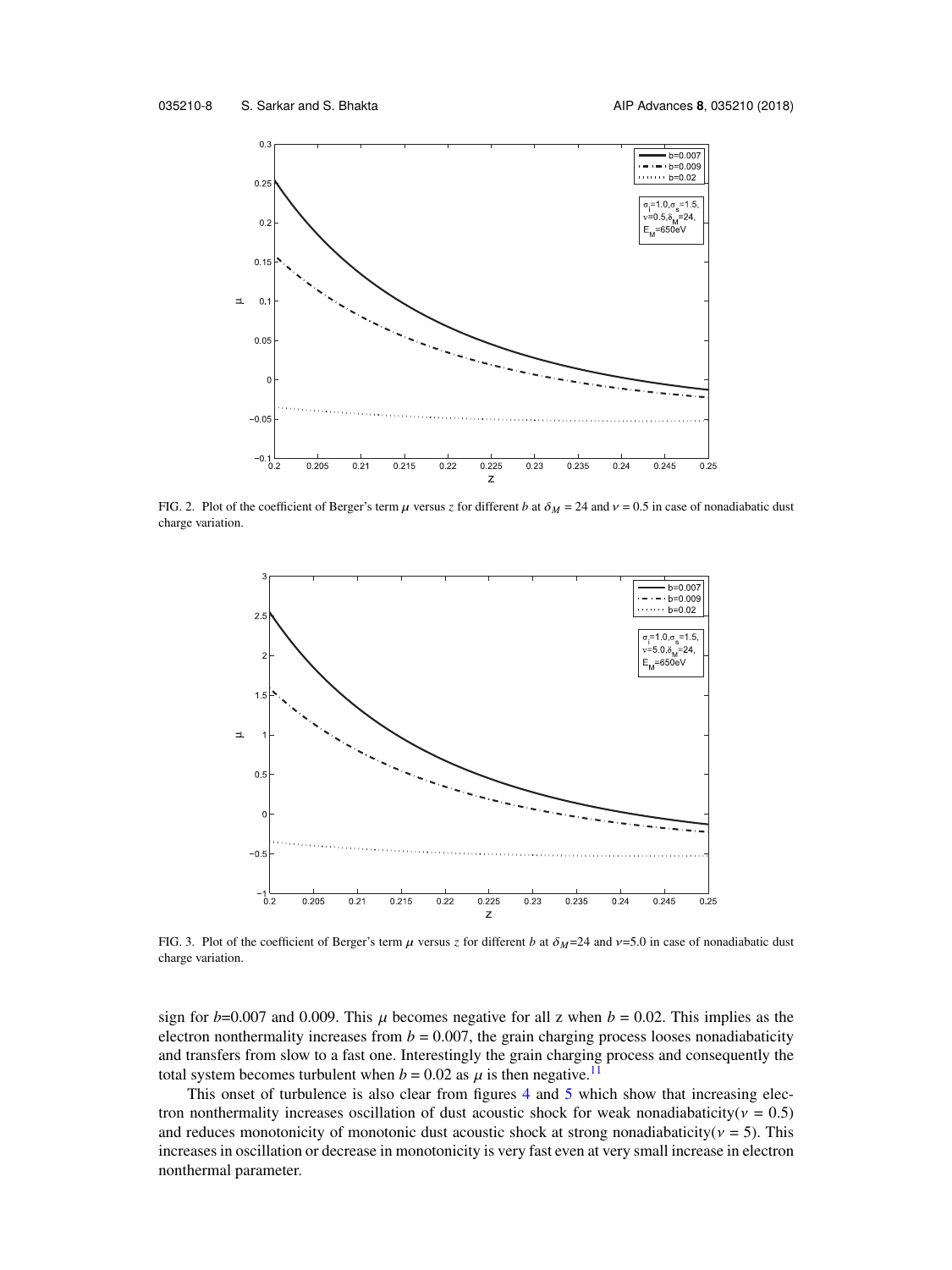FIG. 2. Plot of the coefficient of Berger's term $\mu$ versus $z$ for different $b$ at $\delta_M = 24$ and $\nu = 0.5$ in case of nonadiabatic dust charge variation.

FIG. 3. Plot of the coefficient of Berger's term $\mu$ versus $z$ for different $b$ at $\delta_M$=24 and $\nu$=5.0 in case of nonadiabatic dust charge variation.

sign for $b$=0.007 and 0.009. This $\mu$ becomes negative for all z when $b = 0.02$. This implies as the electron nonthermality increases from $b = 0.007$, the grain charging process looses nonadiabaticity and transfers from slow to a fast one. Interestingly the grain charging process and consequently the total system becomes turbulent when $b = 0.02$ as $\mu$ is then negative.[11]

This onset of turbulence is also clear from figures 4 and 5 which show that increasing electron nonthermality increases oscillation of dust acoustic shock for weak nonadiabaticity($\nu = 0.5$) and reduces monotonicity of monotonic dust acoustic shock at strong nonadiabaticity($\nu = 5$). This increases in oscillation or decrease in monotonicity is very fast even at very small increase in electron nonthermal parameter.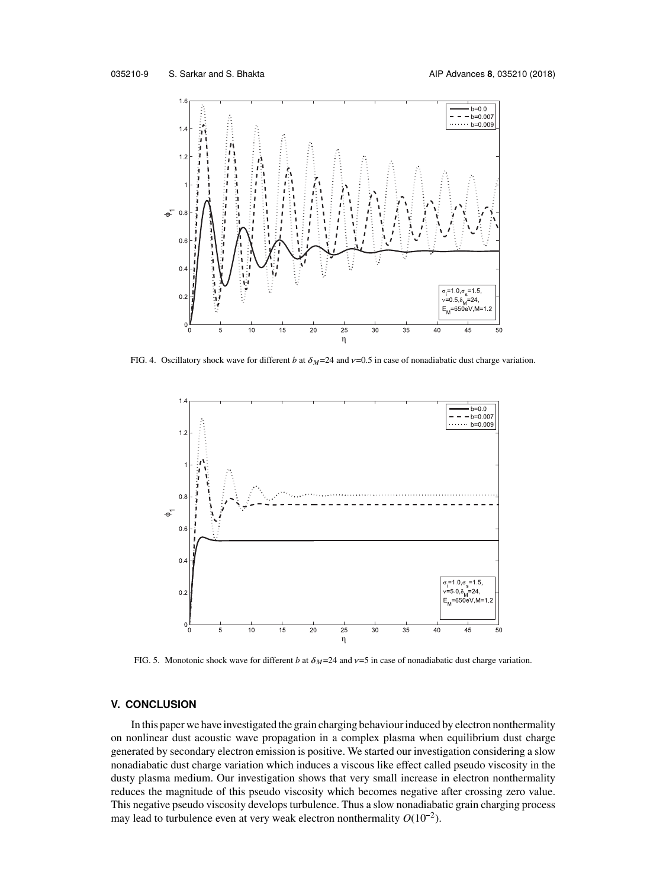FIG. 4. Oscillatory shock wave for different $b$ at $\delta_M$=24 and $\nu$=0.5 in case of nonadiabatic dust charge variation.

FIG. 5. Monotonic shock wave for different $b$ at $\delta_M$=24 and $\nu$=5 in case of nonadiabatic dust charge variation.

## V. CONCLUSION

In this paper we have investigated the grain charging behaviour induced by electron nonthermality on nonlinear dust acoustic wave propagation in a complex plasma when equilibrium dust charge generated by secondary electron emission is positive. We started our investigation considering a slow nonadiabatic dust charge variation which induces a viscous like effect called pseudo viscosity in the dusty plasma medium. Our investigation shows that very small increase in electron nonthermality reduces the magnitude of this pseudo viscosity which becomes negative after crossing zero value. This negative pseudo viscosity develops turbulence. Thus a slow nonadiabatic grain charging process may lead to turbulence even at very weak electron nonthermality $O(10^{-2})$.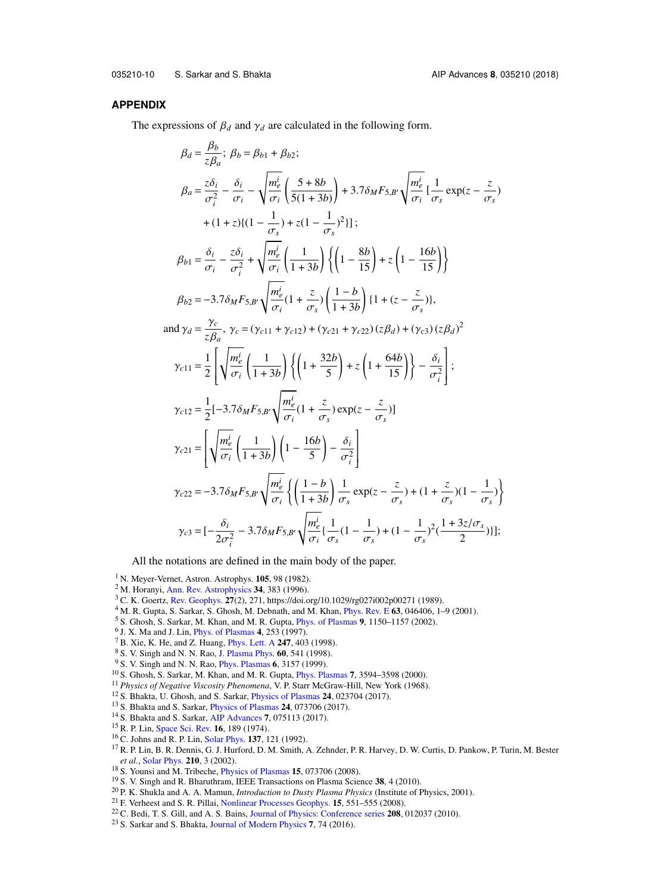## APPENDIX

The expressions of $\beta_d$ and $\gamma_d$ are calculated in the following form.

$$\beta_d = \frac{\beta_b}{z\beta_a};\ \beta_b = \beta_{b1} + \beta_{b2};$$

$$\beta_a = \frac{z\delta_i}{\sigma_i^2} - \frac{\delta_i}{\sigma_i} - \sqrt{\frac{m_e^i}{\sigma_i}}\left(\frac{5+8b}{5(1+3b)}\right) + 3.7\delta_M F_{5,B'}\sqrt{\frac{m_e^i}{\sigma_i}}\,[\frac{1}{\sigma_s}\exp(z - \frac{z}{\sigma_s})$$
$$+ (1+z)\{(1-\frac{1}{\sigma_s}) + z(1-\frac{1}{\sigma_s})^2\}]\,;$$

$$\beta_{b1} = \frac{\delta_i}{\sigma_i} - \frac{z\delta_i}{\sigma_i^2} + \sqrt{\frac{m_e^i}{\sigma_i}}\left(\frac{1}{1+3b}\right)\left\{\left(1-\frac{8b}{15}\right) + z\left(1-\frac{16b}{15}\right)\right\}$$

$$\beta_{b2} = -3.7\delta_M F_{5,B'}\sqrt{\frac{m_e^i}{\sigma_i}}(1+\frac{z}{\sigma_s})\left(\frac{1-b}{1+3b}\right)\{1 + (z - \frac{z}{\sigma_s})\},$$

and
$$\gamma_d = \frac{\gamma_c}{z\beta_a},\ \gamma_c = (\gamma_{c11} + \gamma_{c12}) + (\gamma_{c21} + \gamma_{c22})(z\beta_d) + (\gamma_{c3})(z\beta_d)^2$$

$$\gamma_{c11} = \frac{1}{2}\left[\sqrt{\frac{m_e^i}{\sigma_i}}\left(\frac{1}{1+3b}\right)\left\{\left(1+\frac{32b}{5}\right) + z\left(1+\frac{64b}{15}\right)\right\} - \frac{\delta_i}{\sigma_i^2}\right];$$

$$\gamma_{c12} = \frac{1}{2}[-3.7\delta_M F_{5,B'}\sqrt{\frac{m_e^i}{\sigma_i}}(1+\frac{z}{\sigma_s})\exp(z-\frac{z}{\sigma_s})]$$

$$\gamma_{c21} = \left[\sqrt{\frac{m_e^i}{\sigma_i}}\left(\frac{1}{1+3b}\right)\left(1-\frac{16b}{5}\right) - \frac{\delta_i}{\sigma_i^2}\right]$$

$$\gamma_{c22} = -3.7\delta_M F_{5,B'}\sqrt{\frac{m_e^i}{\sigma_i}}\left\{\left(\frac{1-b}{1+3b}\right)\frac{1}{\sigma_s}\exp(z-\frac{z}{\sigma_s}) + (1+\frac{z}{\sigma_s})(1-\frac{1}{\sigma_s})\right\}$$

$$\gamma_{c3} = [-\frac{\delta_i}{2\sigma_i^2} - 3.7\delta_M F_{5,B'}\sqrt{\frac{m_e^i}{\sigma_i}}\{\frac{1}{\sigma_s}(1-\frac{1}{\sigma_s}) + (1-\frac{1}{\sigma_s})^2(\frac{1+3z/\sigma_s}{2})\}];$$

All the notations are defined in the main body of the paper.

[1] N. Meyer-Vernet, Astron. Astrophys. **105**, 98 (1982).
[2] M. Horanyi, Ann. Rev. Astrophysics **34**, 383 (1996).
[3] C. K. Goertz, Rev. Geophys. **27**(2), 271, https://doi.org/10.1029/rg027i002p00271 (1989).
[4] M. R. Gupta, S. Sarkar, S. Ghosh, M. Debnath, and M. Khan, Phys. Rev. E **63**, 046406, 1–9 (2001).
[5] S. Ghosh, S. Sarkar, M. Khan, and M. R. Gupta, Phys. of Plasmas **9**, 1150–1157 (2002).
[6] J. X. Ma and J. Lin, Phys. of Plasmas **4**, 253 (1997).
[7] B. Xie, K. He, and Z. Huang, Phys. Lett. A **247**, 403 (1998).
[8] S. V. Singh and N. N. Rao, J. Plasma Phys. **60**, 541 (1998).
[9] S. V. Singh and N. N. Rao, Phys. Plasmas **6**, 3157 (1999).
[10] S. Ghosh, S. Sarkar, M. Khan, and M. R. Gupta, Phys. Plasmas **7**, 3594–3598 (2000).
[11] *Physics of Negative Viscosity Phenomena*, V. P. Starr McGraw-Hill, New York (1968).
[12] S. Bhakta, U. Ghosh, and S. Sarkar, Physics of Plasmas **24**, 023704 (2017).
[13] S. Bhakta and S. Sarkar, Physics of Plasmas **24**, 073706 (2017).
[14] S. Bhakta and S. Sarkar, AIP Advances **7**, 075113 (2017).
[15] R. P. Lin, Space Sci. Rev. **16**, 189 (1974).
[16] C. Johns and R. P. Lin, Solar Phys. **137**, 121 (1992).
[17] R. P. Lin, B. R. Dennis, G. J. Hurford, D. M. Smith, A. Zehnder, P. R. Harvey, D. W. Curtis, D. Pankow, P. Turin, M. Bester *et al.*, Solar Phys. **210**, 3 (2002).
[18] S. Younsi and M. Tribeche, Physics of Plasmas **15**, 073706 (2008).
[19] S. V. Singh and R. Bharuthram, IEEE Transactions on Plasma Science **38**, 4 (2010).
[20] P. K. Shukla and A. A. Mamun, *Introduction to Dusty Plasma Physics* (Institute of Physics, 2001).
[21] F. Verheest and S. R. Pillai, Nonlinear Processes Geophys. **15**, 551–555 (2008).
[22] C. Bedi, T. S. Gill, and A. S. Bains, Journal of Physics: Conference series **208**, 012037 (2010).
[23] S. Sarkar and S. Bhakta, Journal of Modern Physics **7**, 74 (2016).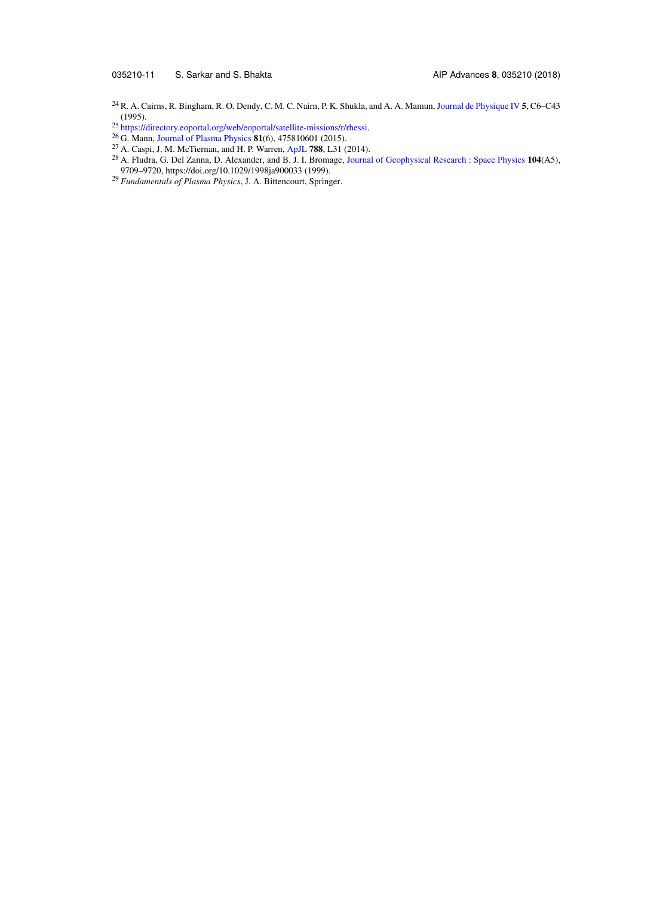[24] R. A. Cairns, R. Bingham, R. O. Dendy, C. M. C. Nairn, P. K. Shukla, and A. A. Mamun, Journal de Physique IV **5**, C6–C43 (1995).

[25] https://directory.eoportal.org/web/eoportal/satellite-missions/r/rhessi.

[26] G. Mann, Journal of Plasma Physics **81**(6), 475810601 (2015).

[27] A. Caspi, J. M. McTiernan, and H. P. Warren, ApJL **788**, L31 (2014).

[28] A. Fludra, G. Del Zanna, D. Alexander, and B. J. I. Bromage, Journal of Geophysical Research : Space Physics **104**(A5), 9709–9720, https://doi.org/10.1029/1998ja900033 (1999).

[29] *Fundamentals of Plasma Physics*, J. A. Bittencourt, Springer.